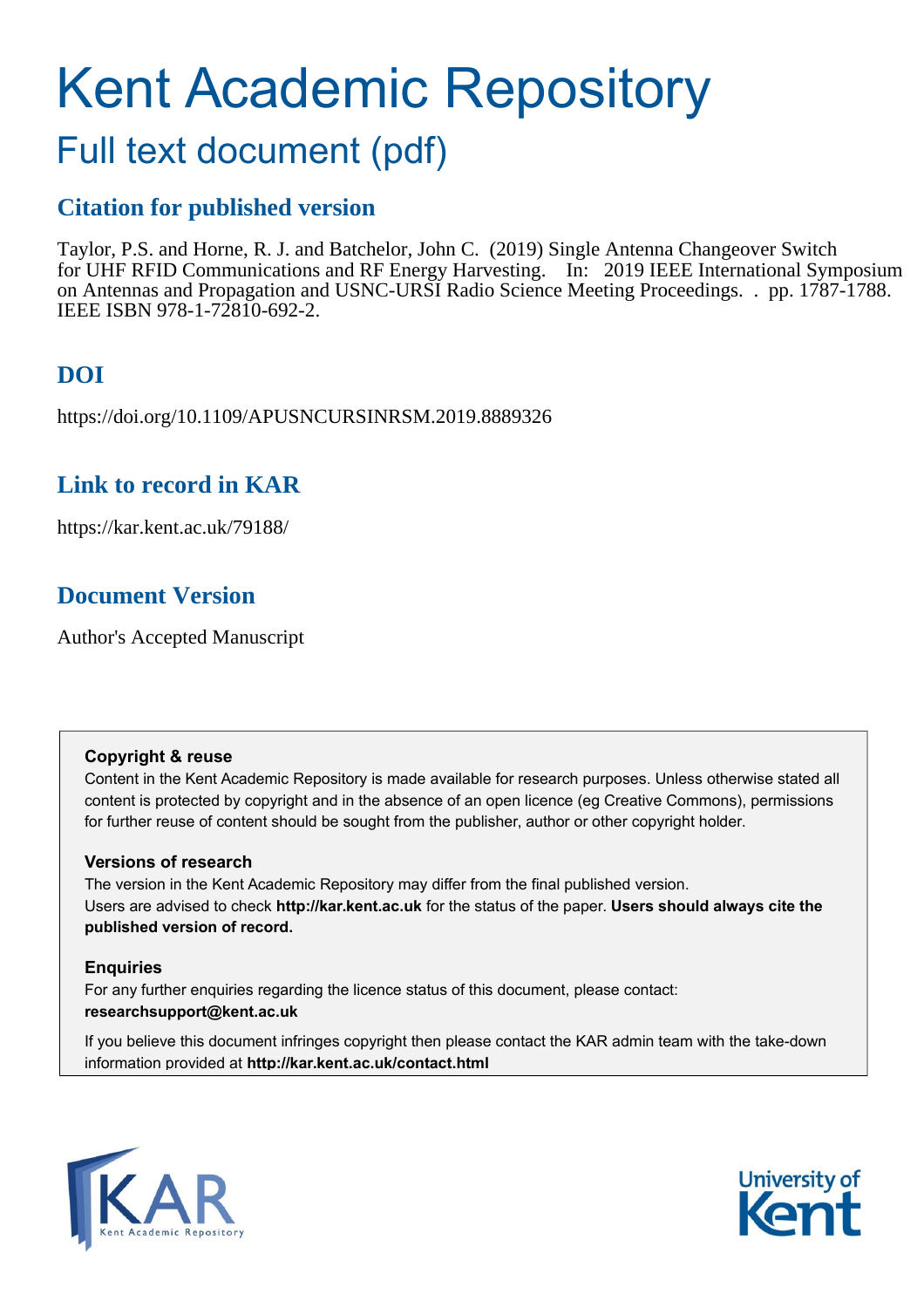# Kent Academic Repository

## Full text document (pdf)

### Citation for published version

Taylor, P.S. and Horne, R. J. and Batchelor, John C. (2019) Single Antenna Changeover Switch for UHF RFID Communications and RF Energy Harvesting. In: 2019 IEEE International Symposium on Antennas and Propagation and USNC-URSI Radio Science Meeting Proceedings. . pp. 1787-1788. IEEE ISBN 978-1-72810-692-2.

### DOI

https://doi.org/10.1109/APUSNCURSINRSM.2019.8889326

### Link to record in KAR

https://kar.kent.ac.uk/79188/

### Document Version

Author's Accepted Manuscript

**Copyright & reuse**

Content in the Kent Academic Repository is made available for research purposes. Unless otherwise stated all content is protected by copyright and in the absence of an open licence (eg Creative Commons), permissions for further reuse of content should be sought from the publisher, author or other copyright holder.

**Versions of research**

The version in the Kent Academic Repository may differ from the final published version. Users are advised to check **http://kar.kent.ac.uk** for the status of the paper. **Users should always cite the published version of record.**

**Enquiries**

For any further enquiries regarding the licence status of this document, please contact: **researchsupport@kent.ac.uk**

If you believe this document infringes copyright then please contact the KAR admin team with the take-down information provided at **http://kar.kent.ac.uk/contact.html**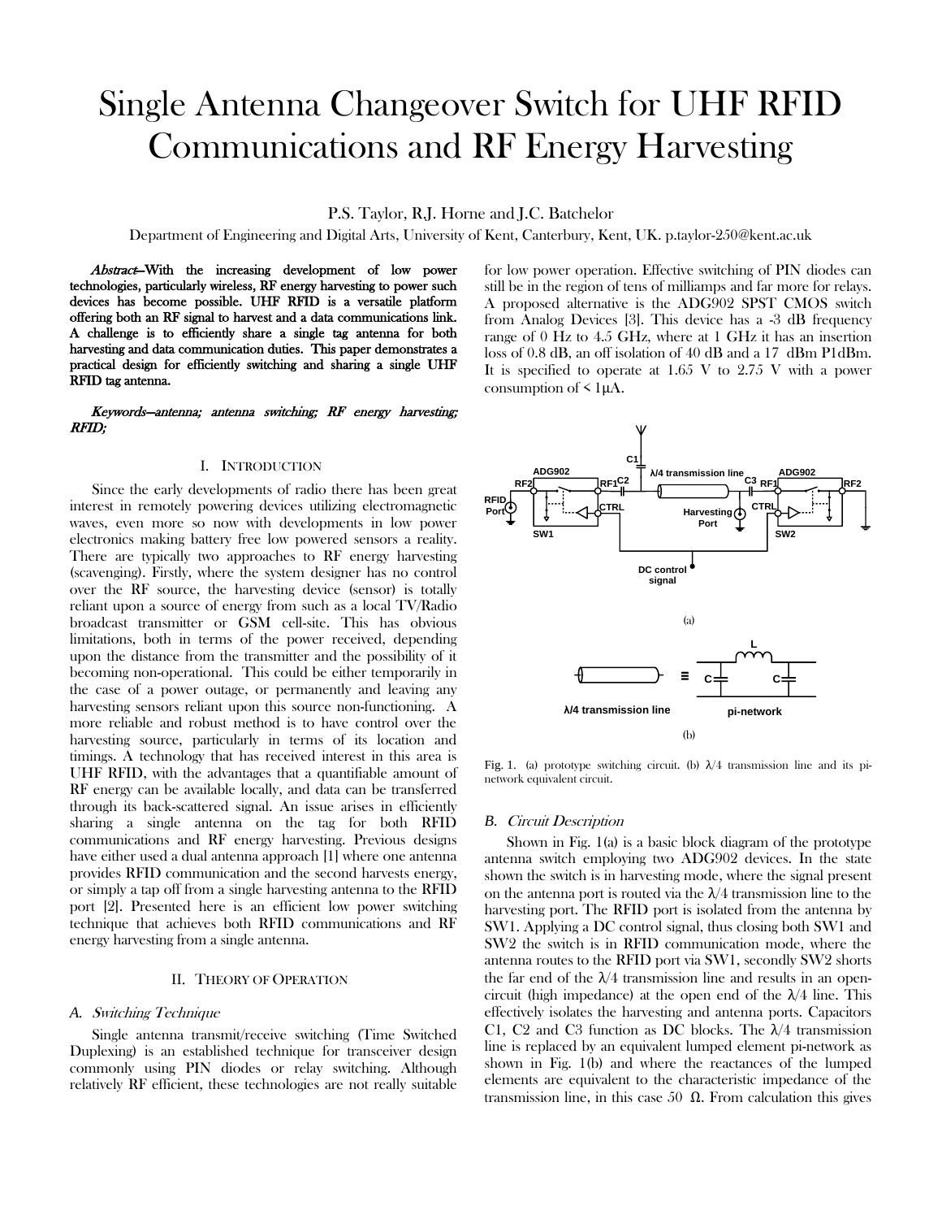# Single Antenna Changeover Switch for UHF RFID Communications and RF Energy Harvesting

P.S. Taylor, R.J. Horne and J.C. Batchelor

Department of Engineering and Digital Arts, University of Kent, Canterbury, Kent, UK. p.taylor-250@kent.ac.uk

***Abstract*—With the increasing development of low power technologies, particularly wireless, RF energy harvesting to power such devices has become possible. UHF RFID is a versatile platform offering both an RF signal to harvest and a data communications link. A challenge is to efficiently share a single tag antenna for both harvesting and data communication duties. This paper demonstrates a practical design for efficiently switching and sharing a single UHF RFID tag antenna.**

***Keywords—antenna; antenna switching; RF energy harvesting; RFID;***

## I. Introduction

Since the early developments of radio there has been great interest in remotely powering devices utilizing electromagnetic waves, even more so now with developments in low power electronics making battery free low powered sensors a reality. There are typically two approaches to RF energy harvesting (scavenging). Firstly, where the system designer has no control over the RF source, the harvesting device (sensor) is totally reliant upon a source of energy from such as a local TV/Radio broadcast transmitter or GSM cell-site. This has obvious limitations, both in terms of the power received, depending upon the distance from the transmitter and the possibility of it becoming non-operational. This could be either temporarily in the case of a power outage, or permanently and leaving any harvesting sensors reliant upon this source non-functioning. A more reliable and robust method is to have control over the harvesting source, particularly in terms of its location and timings. A technology that has received interest in this area is UHF RFID, with the advantages that a quantifiable amount of RF energy can be available locally, and data can be transferred through its back-scattered signal. An issue arises in efficiently sharing a single antenna on the tag for both RFID communications and RF energy harvesting. Previous designs have either used a dual antenna approach [1] where one antenna provides RFID communication and the second harvests energy, or simply a tap off from a single harvesting antenna to the RFID port [2]. Presented here is an efficient low power switching technique that achieves both RFID communications and RF energy harvesting from a single antenna.

## II. Theory of Operation

### A. Switching Technique

Single antenna transmit/receive switching (Time Switched Duplexing) is an established technique for transceiver design commonly using PIN diodes or relay switching. Although relatively RF efficient, these technologies are not really suitable for low power operation. Effective switching of PIN diodes can still be in the region of tens of milliamps and far more for relays. A proposed alternative is the ADG902 SPST CMOS switch from Analog Devices [3]. This device has a -3 dB frequency range of 0 Hz to 4.5 GHz, where at 1 GHz it has an insertion loss of 0.8 dB, an off isolation of 40 dB and a 17 dBm P1dBm. It is specified to operate at 1.65 V to 2.75 V with a power consumption of < 1μA.

Fig. 1. (a) prototype switching circuit. (b) λ/4 transmission line and its pi-network equivalent circuit.

### B. Circuit Description

Shown in Fig. 1(a) is a basic block diagram of the prototype antenna switch employing two ADG902 devices. In the state shown the switch is in harvesting mode, where the signal present on the antenna port is routed via the λ/4 transmission line to the harvesting port. The RFID port is isolated from the antenna by SW1. Applying a DC control signal, thus closing both SW1 and SW2 the switch is in RFID communication mode, where the antenna routes to the RFID port via SW1, secondly SW2 shorts the far end of the λ/4 transmission line and results in an open-circuit (high impedance) at the open end of the λ/4 line. This effectively isolates the harvesting and antenna ports. Capacitors C1, C2 and C3 function as DC blocks. The λ/4 transmission line is replaced by an equivalent lumped element pi-network as shown in Fig. 1(b) and where the reactances of the lumped elements are equivalent to the characteristic impedance of the transmission line, in this case 50 Ω. From calculation this gives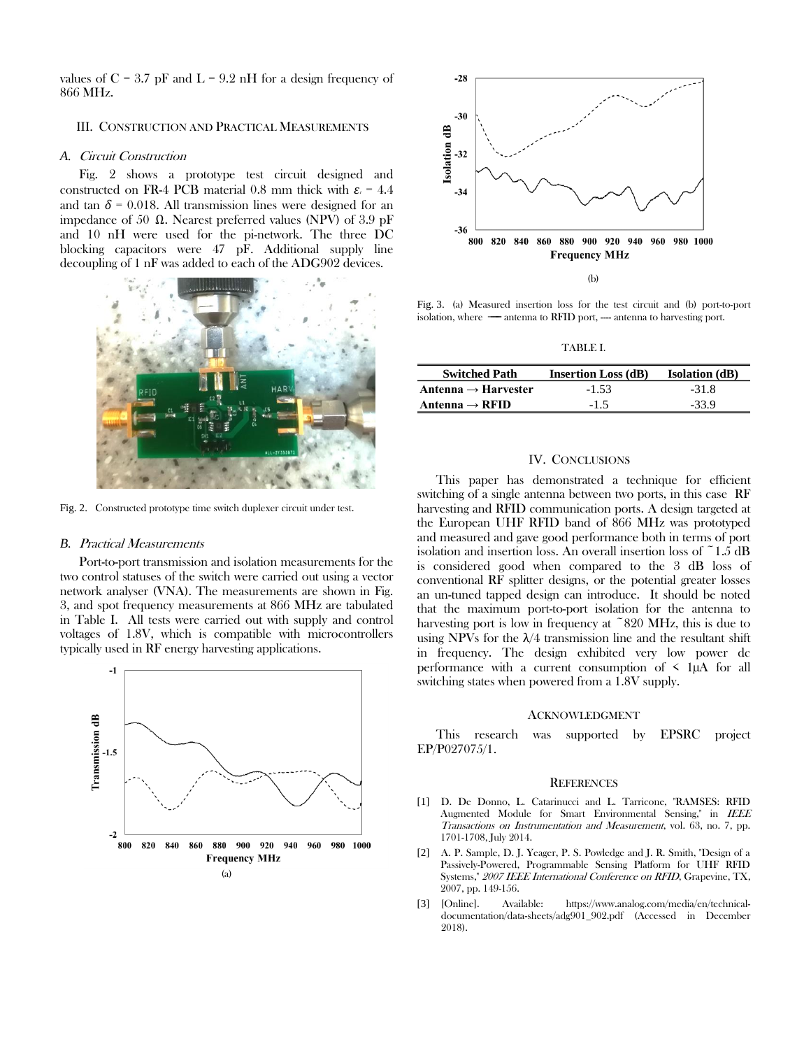values of C = 3.7 pF and L = 9.2 nH for a design frequency of 866 MHz.

## III. Construction and Practical Measurements

### A. Circuit Construction

Fig. 2 shows a prototype test circuit designed and constructed on FR-4 PCB material 0.8 mm thick with $\varepsilon_r$ = 4.4 and tan $\delta$ = 0.018. All transmission lines were designed for an impedance of 50 Ω. Nearest preferred values (NPV) of 3.9 pF and 10 nH were used for the pi-network. The three DC blocking capacitors were 47 pF. Additional supply line decoupling of 1 nF was added to each of the ADG902 devices.

Fig. 2. Constructed prototype time switch duplexer circuit under test.

### B. Practical Measurements

Port-to-port transmission and isolation measurements for the two control statuses of the switch were carried out using a vector network analyser (VNA). The measurements are shown in Fig. 3, and spot frequency measurements at 866 MHz are tabulated in Table I. All tests were carried out with supply and control voltages of 1.8V, which is compatible with microcontrollers typically used in RF energy harvesting applications.

-1
-1.5
-2
Transmission dB
800 820 840 860 880 900 920 940 960 980 1000
Frequency MHz
(a)

-28
-30
-32
-34
-36
Isolation dB
800 820 840 860 880 900 920 940 960 980 1000
Frequency MHz
(b)

Fig. 3. (a) Measured insertion loss for the test circuit and (b) port-to-port isolation, where —— antenna to RFID port, ---- antenna to harvesting port.

TABLE I.

| Switched Path | Insertion Loss (dB) | Isolation (dB) |
|---|---|---|
| **Antenna → Harvester** | -1.53 | -31.8 |
| **Antenna → RFID** | -1.5 | -33.9 |

## IV. Conclusions

This paper has demonstrated a technique for efficient switching of a single antenna between two ports, in this case RF harvesting and RFID communication ports. A design targeted at the European UHF RFID band of 866 MHz was prototyped and measured and gave good performance both in terms of port isolation and insertion loss. An overall insertion loss of ~1.5 dB is considered good when compared to the 3 dB loss of conventional RF splitter designs, or the potential greater losses an un-tuned tapped design can introduce. It should be noted that the maximum port-to-port isolation for the antenna to harvesting port is low in frequency at ~820 MHz, this is due to using NPVs for the λ/4 transmission line and the resultant shift in frequency. The design exhibited very low power dc performance with a current consumption of < 1μA for all switching states when powered from a 1.8V supply.

## Acknowledgment

This research was supported by EPSRC project EP/P027075/1.

## References

[1] D. De Donno, L. Catarinucci and L. Tarricone, "RAMSES: RFID Augmented Module for Smart Environmental Sensing," in *IEEE Transactions on Instrumentation and Measurement*, vol. 63, no. 7, pp. 1701-1708, July 2014.

[2] A. P. Sample, D. J. Yeager, P. S. Powledge and J. R. Smith, "Design of a Passively-Powered, Programmable Sensing Platform for UHF RFID Systems," *2007 IEEE International Conference on RFID*, Grapevine, TX, 2007, pp. 149-156.

[3] [Online]. Available: https://www.analog.com/media/en/technical-documentation/data-sheets/adg901_902.pdf (Accessed in December 2018).